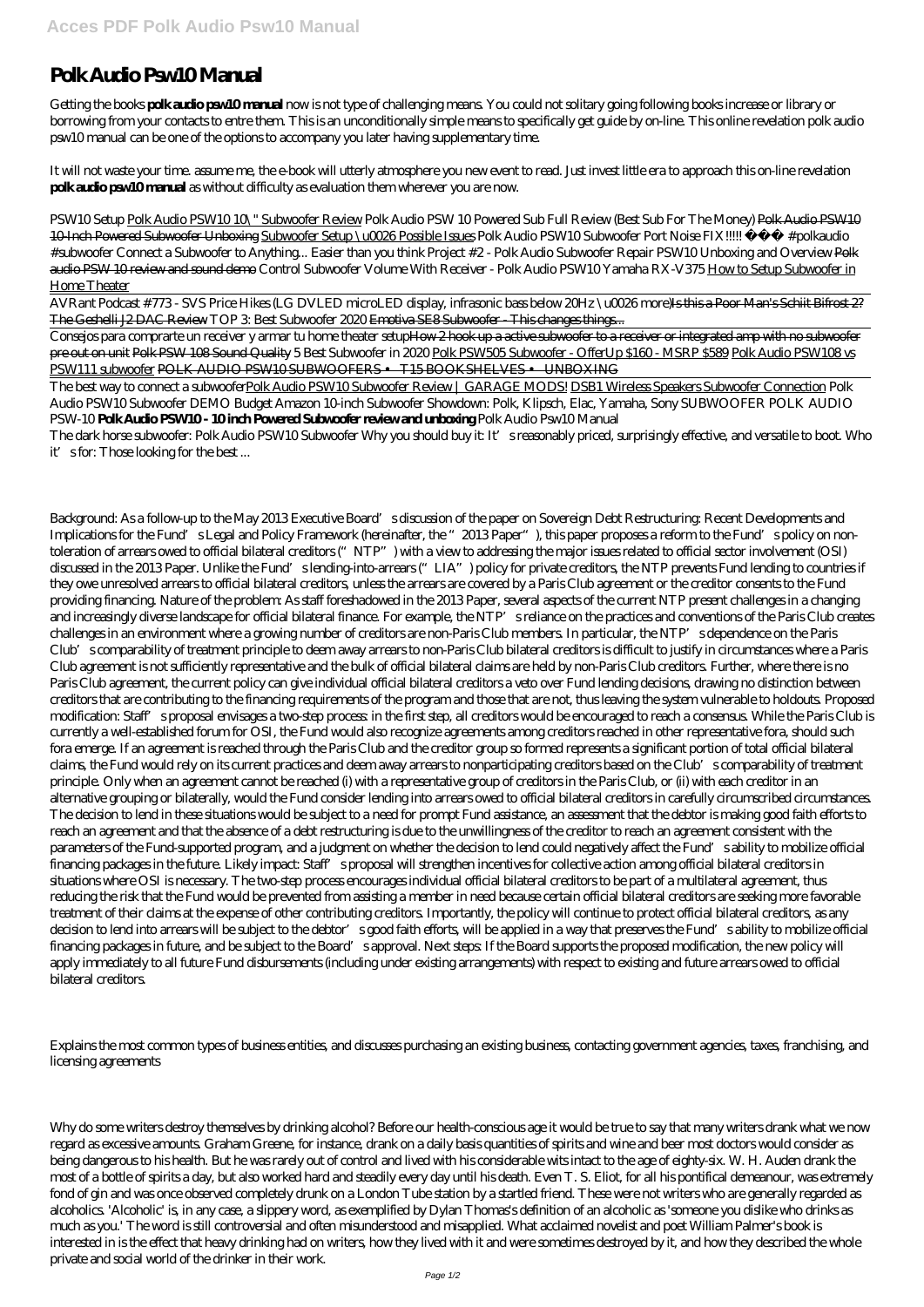# Polk Audio Psw10 Manual

Getting the books **polk audio psw10 manual** now is not type of challenging means. You could not solitary going following books increase or library or borrowing from your contacts to entre them. This is an unconditionally simple means to specifically get guide by on-line. This online revelation polk audio psw10 manual can be one of the options to accompany you later having supplementary time.

It will not waste your time. assume me, the e-book will utterly atmosphere you new event to read. Just invest little era to approach this on-line revelation **polk audio psw10 manual** as without difficulty as evaluation them wherever you are now.

*PSW10 Setup* Polk Audio PSW10 10\" Subwoofer Review *Polk Audio PSW 10 Powered Sub Full Review (Best Sub For The Money)* ~~Polk Audio PSW10 10-Inch Powered Subwoofer Unboxing~~ Subwoofer Setup \u0026 Possible Issues *Polk Audio PSW10 Subwoofer Port Noise FIX!!!!! #polkaudio #subwoofer Connect a Subwoofer to Anything... Easier than you think Project #2 - Polk Audio Subwoofer Repair PSW10 Unboxing and Overview* ~~Polk audio PSW 10 review and sound demo~~ *Control Subwoofer Volume With Receiver - Polk Audio PSW10 Yamaha RX-V375* How to Setup Subwoofer in Home Theater

AVRant Podcast #773 - SVS Price Hikes (LG DVLED microLED display, infrasonic bass below 20Hz \u0026 more)~~Is this a Poor Man's Schiit Bifrost 2? The Geshelli J2 DAC Review~~ *TOP 3: Best Subwoofer 2020* ~~Emotiva SE8 Subwoofer - This changes things...~~

Consejos para comprarte un receiver y armar tu home theater setup~~How 2 hook up a active subwoofer to a receiver or integrated amp with no subwoofer pre out on unit~~ ~~Polk PSW 108 Sound Quality~~ *5 Best Subwoofer in 2020* Polk PSW505 Subwoofer - OfferUp $160 - MSRP $589 Polk Audio PSW108 vs PSW111 subwoofer ~~POLK AUDIO PSW10 SUBWOOFERS • T15 BOOKSHELVES • UNBOXING~~

The best way to connect a subwooferPolk Audio PSW10 Subwoofer Review | GARAGE MODS! DSB1 Wireless Speakers Subwoofer Connection *Polk Audio PSW10 Subwoofer DEMO Budget Amazon 10-inch Subwoofer Showdown: Polk, Klipsch, Elac, Yamaha, Sony SUBWOOFER POLK AUDIO PSW-10* **Polk Audio PSW10 - 10 inch Powered Subwoofer review and unboxing** *Polk Audio Psw10 Manual*

The dark horse subwoofer: Polk Audio PSW10 Subwoofer Why you should buy it: It's reasonably priced, surprisingly effective, and versatile to boot. Who it's for: Those looking for the best ...

Background: As a follow-up to the May 2013 Executive Board's discussion of the paper on Sovereign Debt Restructuring: Recent Developments and Implications for the Fund's Legal and Policy Framework (hereinafter, the "2013 Paper"), this paper proposes a reform to the Fund's policy on non-toleration of arrears owed to official bilateral creditors ("NTP") with a view to addressing the major issues related to official sector involvement (OSI) discussed in the 2013 Paper. Unlike the Fund's lending-into-arrears ("LIA") policy for private creditors, the NTP prevents Fund lending to countries if they owe unresolved arrears to official bilateral creditors, unless the arrears are covered by a Paris Club agreement or the creditor consents to the Fund providing financing. Nature of the problem: As staff foreshadowed in the 2013 Paper, several aspects of the current NTP present challenges in a changing and increasingly diverse landscape for official bilateral finance. For example, the NTP's reliance on the practices and conventions of the Paris Club creates challenges in an environment where a growing number of creditors are non-Paris Club members. In particular, the NTP's dependence on the Paris Club's comparability of treatment principle to deem away arrears to non-Paris Club bilateral creditors is difficult to justify in circumstances where a Paris Club agreement is not sufficiently representative and the bulk of official bilateral claims are held by non-Paris Club creditors. Further, where there is no Paris Club agreement, the current policy can give individual official bilateral creditors a veto over Fund lending decisions, drawing no distinction between creditors that are contributing to the financing requirements of the program and those that are not, thus leaving the system vulnerable to holdouts. Proposed modification: Staff's proposal envisages a two-step process: in the first step, all creditors would be encouraged to reach a consensus. While the Paris Club is currently a well-established forum for OSI, the Fund would also recognize agreements among creditors reached in other representative fora, should such fora emerge. If an agreement is reached through the Paris Club and the creditor group so formed represents a significant portion of total official bilateral claims, the Fund would rely on its current practices and deem away arrears to nonparticipating creditors based on the Club's comparability of treatment principle. Only when an agreement cannot be reached (i) with a representative group of creditors in the Paris Club, or (ii) with each creditor in an alternative grouping or bilaterally, would the Fund consider lending into arrears owed to official bilateral creditors in carefully circumscribed circumstances. The decision to lend in these situations would be subject to a need for prompt Fund assistance, an assessment that the debtor is making good faith efforts to reach an agreement and that the absence of a debt restructuring is due to the unwillingness of the creditor to reach an agreement consistent with the parameters of the Fund-supported program, and a judgment on whether the decision to lend could negatively affect the Fund's ability to mobilize official financing packages in the future. Likely impact: Staff's proposal will strengthen incentives for collective action among official bilateral creditors in situations where OSI is necessary. The two-step process encourages individual official bilateral creditors to be part of a multilateral agreement, thus reducing the risk that the Fund would be prevented from assisting a member in need because certain official bilateral creditors are seeking more favorable treatment of their claims at the expense of other contributing creditors. Importantly, the policy will continue to protect official bilateral creditors, as any decision to lend into arrears will be subject to the debtor's good faith efforts, will be applied in a way that preserves the Fund's ability to mobilize official financing packages in future, and be subject to the Board's approval. Next steps: If the Board supports the proposed modification, the new policy will apply immediately to all future Fund disbursements (including under existing arrangements) with respect to existing and future arrears owed to official bilateral creditors.

Explains the most common types of business entities, and discusses purchasing an existing business, contacting government agencies, taxes, franchising, and licensing agreements

Why do some writers destroy themselves by drinking alcohol? Before our health-conscious age it would be true to say that many writers drank what we now regard as excessive amounts. Graham Greene, for instance, drank on a daily basis quantities of spirits and wine and beer most doctors would consider as being dangerous to his health. But he was rarely out of control and lived with his considerable wits intact to the age of eighty-six. W. H. Auden drank the most of a bottle of spirits a day, but also worked hard and steadily every day until his death. Even T. S. Eliot, for all his pontifical demeanour, was extremely fond of gin and was once observed completely drunk on a London Tube station by a startled friend. These were not writers who are generally regarded as alcoholics. 'Alcoholic' is, in any case, a slippery word, as exemplified by Dylan Thomas's definition of an alcoholic as 'someone you dislike who drinks as much as you.' The word is still controversial and often misunderstood and misapplied. What acclaimed novelist and poet William Palmer's book is interested in is the effect that heavy drinking had on writers, how they lived with it and were sometimes destroyed by it, and how they described the whole private and social world of the drinker in their work.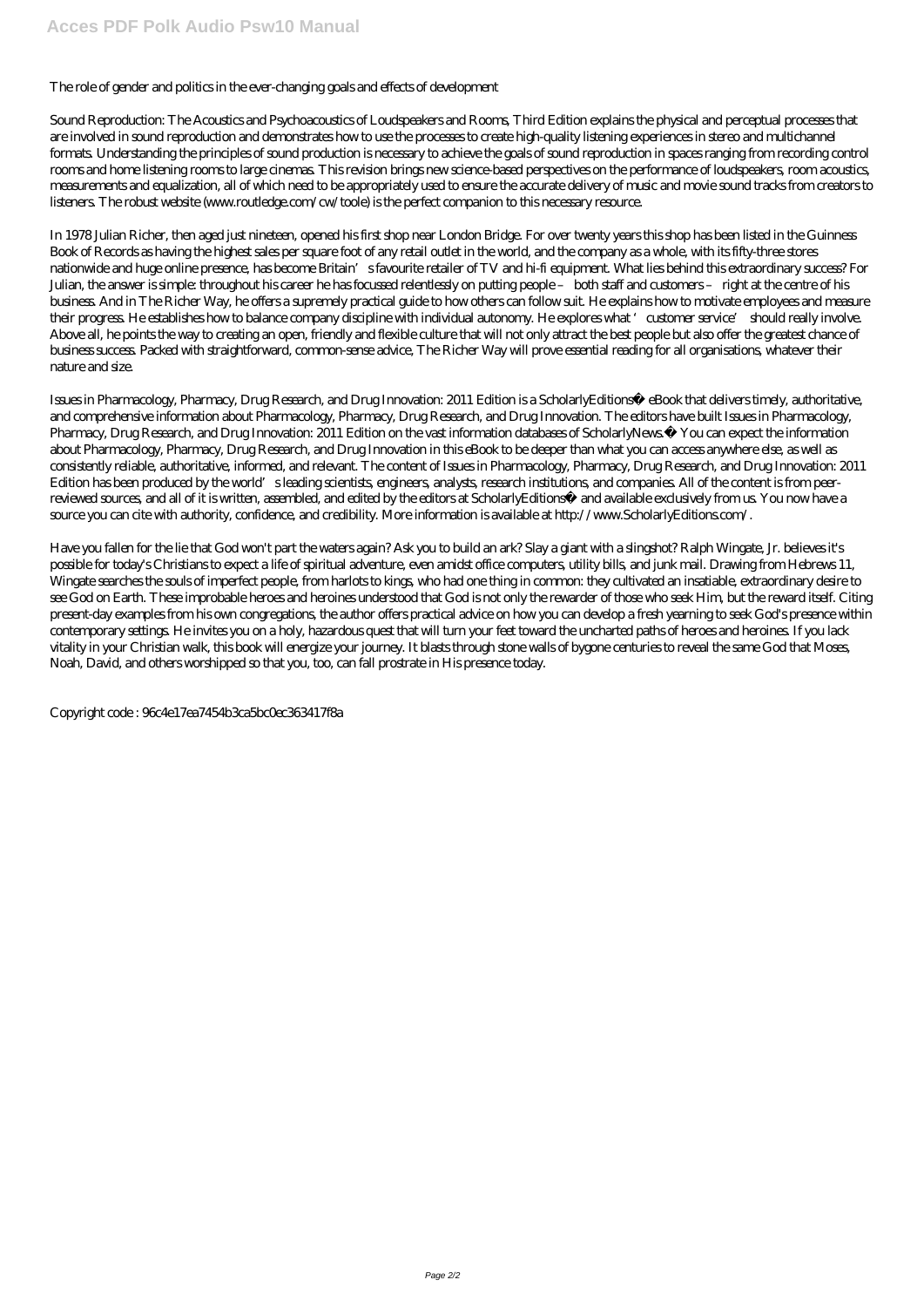The role of gender and politics in the ever-changing goals and effects of development

Sound Reproduction: The Acoustics and Psychoacoustics of Loudspeakers and Rooms, Third Edition explains the physical and perceptual processes that are involved in sound reproduction and demonstrates how to use the processes to create high-quality listening experiences in stereo and multichannel formats. Understanding the principles of sound production is necessary to achieve the goals of sound reproduction in spaces ranging from recording control rooms and home listening rooms to large cinemas. This revision brings new science-based perspectives on the performance of loudspeakers, room acoustics, measurements and equalization, all of which need to be appropriately used to ensure the accurate delivery of music and movie sound tracks from creators to listeners. The robust website (www.routledge.com/cw/toole) is the perfect companion to this necessary resource.

In 1978 Julian Richer, then aged just nineteen, opened his first shop near London Bridge. For over twenty years this shop has been listed in the Guinness Book of Records as having the highest sales per square foot of any retail outlet in the world, and the company as a whole, with its fifty-three stores nationwide and huge online presence, has become Britain's favourite retailer of TV and hi-fi equipment. What lies behind this extraordinary success? For Julian, the answer is simple: throughout his career he has focussed relentlessly on putting people – both staff and customers – right at the centre of his business. And in The Richer Way, he offers a supremely practical guide to how others can follow suit. He explains how to motivate employees and measure their progress. He establishes how to balance company discipline with individual autonomy. He explores what 'customer service' should really involve. Above all, he points the way to creating an open, friendly and flexible culture that will not only attract the best people but also offer the greatest chance of business success. Packed with straightforward, common-sense advice, The Richer Way will prove essential reading for all organisations, whatever their nature and size.

Issues in Pharmacology, Pharmacy, Drug Research, and Drug Innovation: 2011 Edition is a ScholarlyEditions™ eBook that delivers timely, authoritative, and comprehensive information about Pharmacology, Pharmacy, Drug Research, and Drug Innovation. The editors have built Issues in Pharmacology, Pharmacy, Drug Research, and Drug Innovation: 2011 Edition on the vast information databases of ScholarlyNews.™ You can expect the information about Pharmacology, Pharmacy, Drug Research, and Drug Innovation in this eBook to be deeper than what you can access anywhere else, as well as consistently reliable, authoritative, informed, and relevant. The content of Issues in Pharmacology, Pharmacy, Drug Research, and Drug Innovation: 2011 Edition has been produced by the world's leading scientists, engineers, analysts, research institutions, and companies. All of the content is from peer-reviewed sources, and all of it is written, assembled, and edited by the editors at ScholarlyEditions™ and available exclusively from us. You now have a source you can cite with authority, confidence, and credibility. More information is available at http://www.ScholarlyEditions.com/.

Have you fallen for the lie that God won't part the waters again? Ask you to build an ark? Slay a giant with a slingshot? Ralph Wingate, Jr. believes it's possible for today's Christians to expect a life of spiritual adventure, even amidst office computers, utility bills, and junk mail. Drawing from Hebrews 11, Wingate searches the souls of imperfect people, from harlots to kings, who had one thing in common: they cultivated an insatiable, extraordinary desire to see God on Earth. These improbable heroes and heroines understood that God is not only the rewarder of those who seek Him, but the reward itself. Citing present-day examples from his own congregations, the author offers practical advice on how you can develop a fresh yearning to seek God's presence within contemporary settings. He invites you on a holy, hazardous quest that will turn your feet toward the uncharted paths of heroes and heroines. If you lack vitality in your Christian walk, this book will energize your journey. It blasts through stone walls of bygone centuries to reveal the same God that Moses, Noah, David, and others worshipped so that you, too, can fall prostrate in His presence today.

Copyright code : 96c4e17ea7454b3ca5bc0ec363417f8a